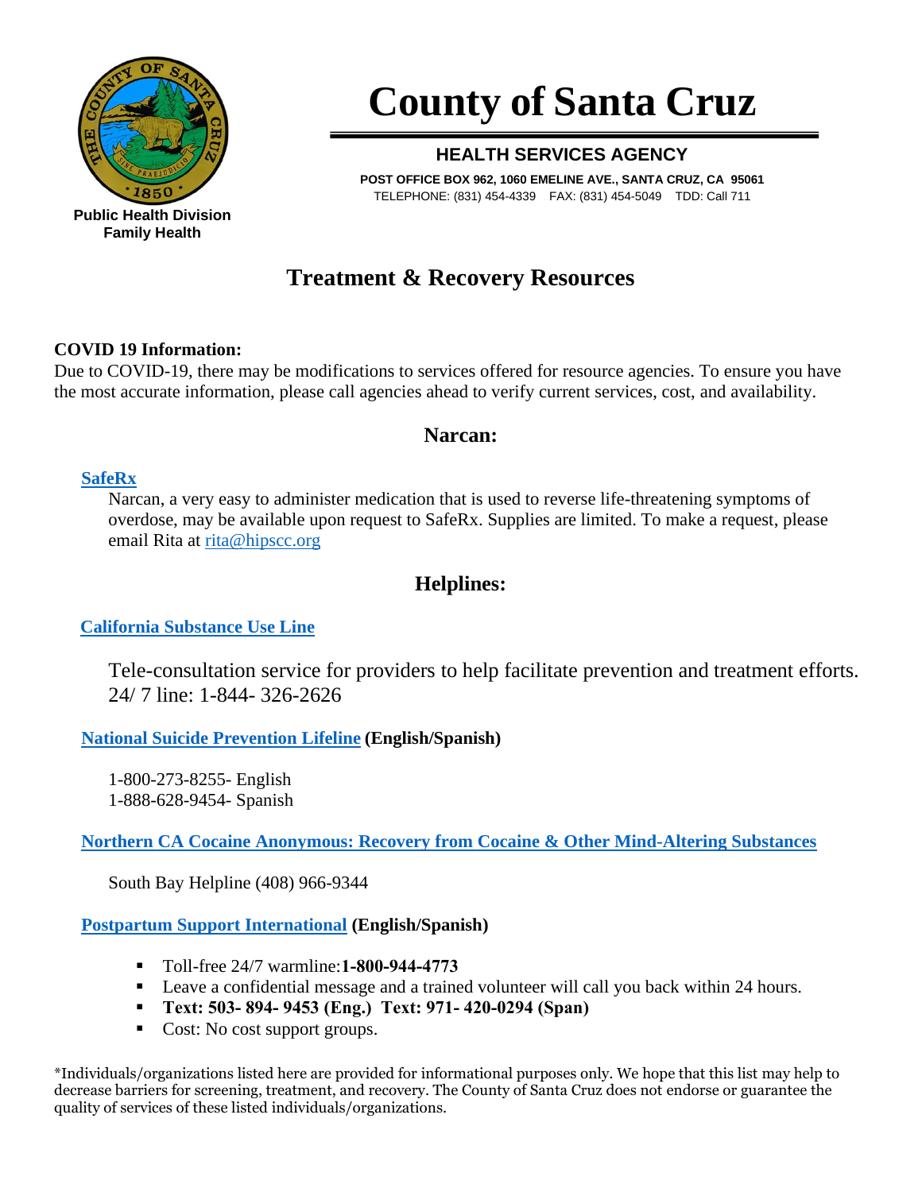Public Health Division
Family Health

# County of Santa Cruz

## HEALTH SERVICES AGENCY

**POST OFFICE BOX 962, 1060 EMELINE AVE., SANTA CRUZ, CA 95061**
TELEPHONE: (831) 454-4339 FAX: (831) 454-5049 TDD: Call 711

# Treatment & Recovery Resources

**COVID 19 Information:**
Due to COVID-19, there may be modifications to services offered for resource agencies. To ensure you have the most accurate information, please call agencies ahead to verify current services, cost, and availability.

## Narcan:

**SafeRx**

Narcan, a very easy to administer medication that is used to reverse life-threatening symptoms of overdose, may be available upon request to SafeRx. Supplies are limited. To make a request, please email Rita at rita@hipscc.org

## Helplines:

**California Substance Use Line**

Tele-consultation service for providers to help facilitate prevention and treatment efforts. 24/ 7 line: 1-844- 326-2626

**National Suicide Prevention Lifeline (English/Spanish)**

1-800-273-8255- English
1-888-628-9454- Spanish

**Northern CA Cocaine Anonymous: Recovery from Cocaine & Other Mind-Altering Substances**

South Bay Helpline (408) 966-9344

**Postpartum Support International (English/Spanish)**

- Toll-free 24/7 warmline:**1-800-944-4773**
- Leave a confidential message and a trained volunteer will call you back within 24 hours.
- **Text: 503- 894- 9453 (Eng.) Text: 971- 420-0294 (Span)**
- Cost: No cost support groups.

*Individuals/organizations listed here are provided for informational purposes only. We hope that this list may help to decrease barriers for screening, treatment, and recovery. The County of Santa Cruz does not endorse or guarantee the quality of services of these listed individuals/organizations.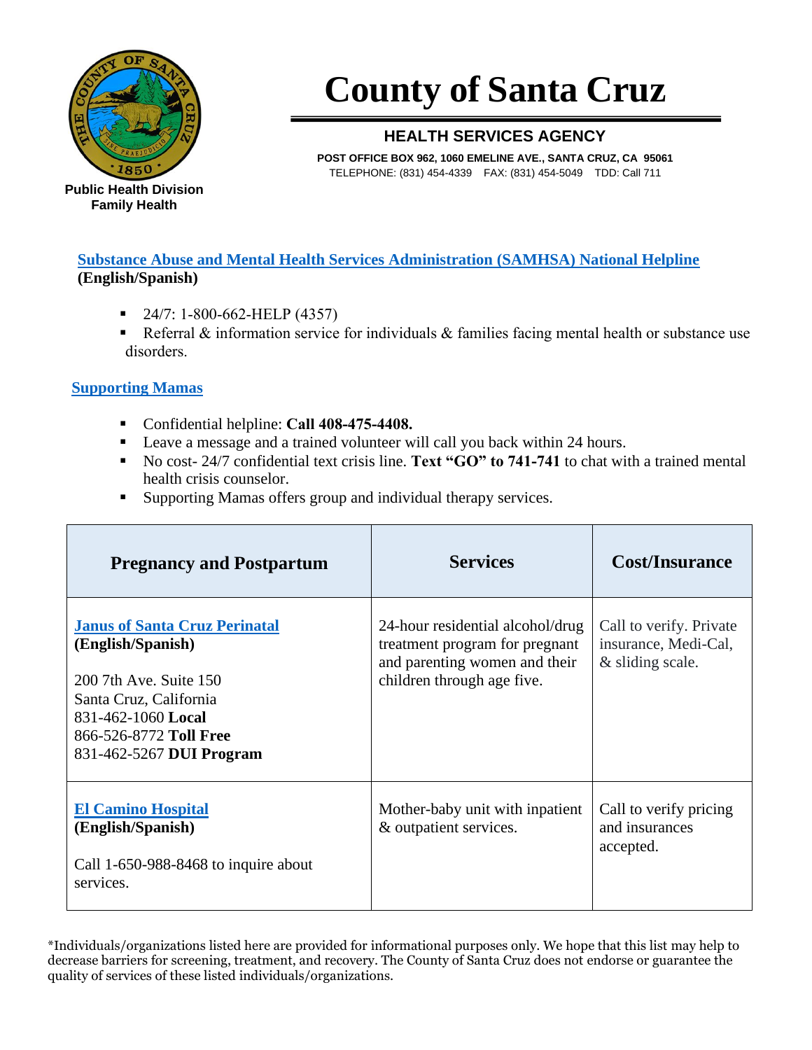# County of Santa Cruz

## HEALTH SERVICES AGENCY

**POST OFFICE BOX 962, 1060 EMELINE AVE., SANTA CRUZ, CA 95061**
TELEPHONE: (831) 454-4339 FAX: (831) 454-5049 TDD: Call 711

**Public Health Division**
**Family Health**

**Substance Abuse and Mental Health Services Administration (SAMHSA) National Helpline**
**(English/Spanish)**

- 24/7: 1-800-662-HELP (4357)
- Referral & information service for individuals & families facing mental health or substance use disorders.

**Supporting Mamas**

- Confidential helpline: **Call 408-475-4408.**
- Leave a message and a trained volunteer will call you back within 24 hours.
- No cost- 24/7 confidential text crisis line. **Text "GO" to 741-741** to chat with a trained mental health crisis counselor.
- Supporting Mamas offers group and individual therapy services.

| Pregnancy and Postpartum | Services | Cost/Insurance |
|---|---|---|
| **Janus of Santa Cruz Perinatal** **(English/Spanish)**<br><br>200 7th Ave. Suite 150<br>Santa Cruz, California<br>831-462-1060 **Local**<br>866-526-8772 **Toll Free**<br>831-462-5267 **DUI Program** | 24-hour residential alcohol/drug treatment program for pregnant and parenting women and their children through age five. | Call to verify. Private insurance, Medi-Cal, & sliding scale. |
| **El Camino Hospital** **(English/Spanish)**<br><br>Call 1-650-988-8468 to inquire about services. | Mother-baby unit with inpatient & outpatient services. | Call to verify pricing and insurances accepted. |

*Individuals/organizations listed here are provided for informational purposes only. We hope that this list may help to decrease barriers for screening, treatment, and recovery. The County of Santa Cruz does not endorse or guarantee the quality of services of these listed individuals/organizations.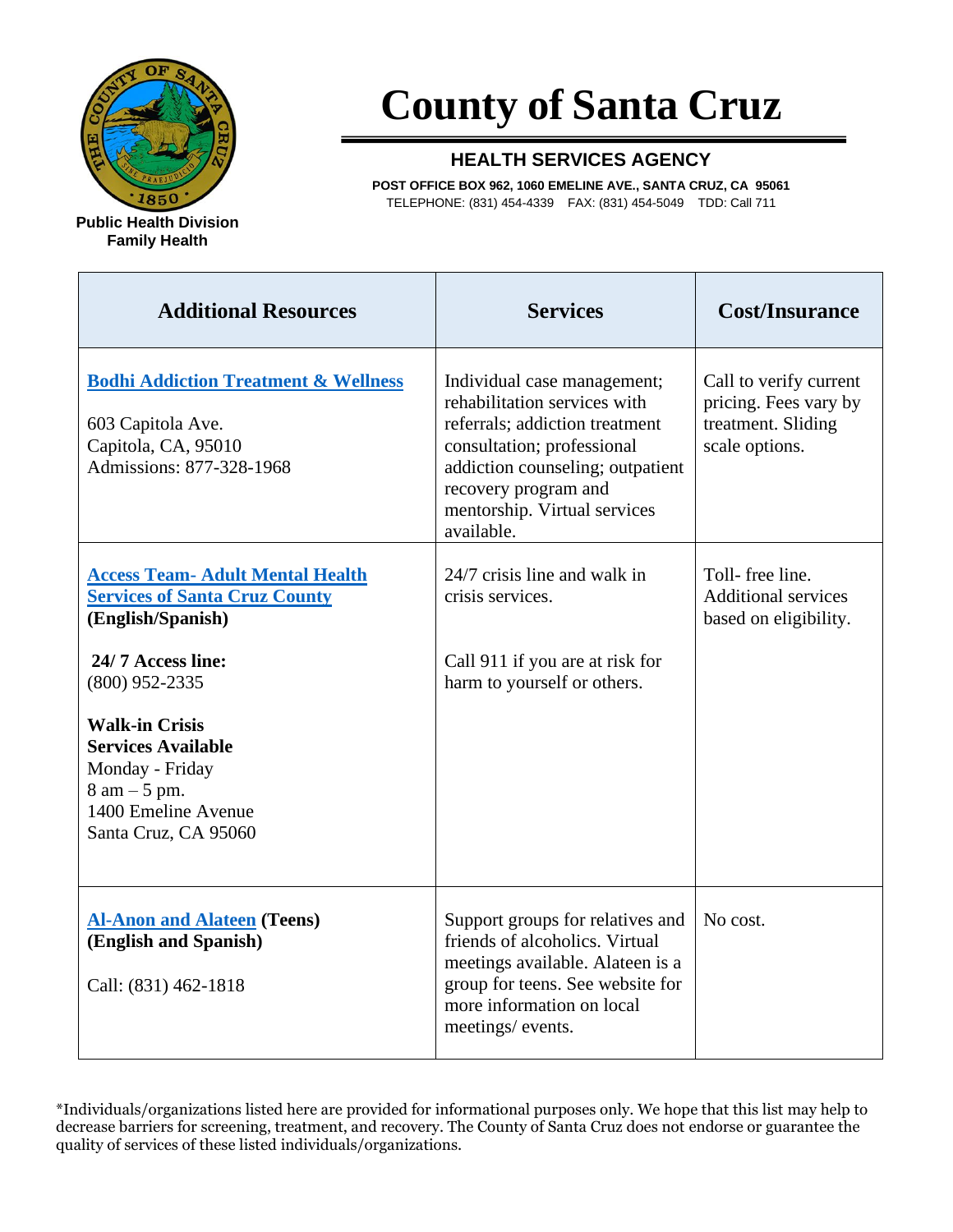# County of Santa Cruz

## HEALTH SERVICES AGENCY

**POST OFFICE BOX 962, 1060 EMELINE AVE., SANTA CRUZ, CA 95061**
TELEPHONE: (831) 454-4339 FAX: (831) 454-5049 TDD: Call 711

**Public Health Division**
**Family Health**

| Additional Resources | Services | Cost/Insurance |
|---|---|---|
| **Bodhi Addiction Treatment & Wellness**<br><br>603 Capitola Ave.<br>Capitola, CA, 95010<br>Admissions: 877-328-1968 | Individual case management; rehabilitation services with referrals; addiction treatment consultation; professional addiction counseling; outpatient recovery program and mentorship. Virtual services available. | Call to verify current pricing. Fees vary by treatment. Sliding scale options. |
| **Access Team- Adult Mental Health Services of Santa Cruz County**<br>**(English/Spanish)**<br><br>**24/ 7 Access line:**<br>(800) 952-2335<br><br>**Walk-in Crisis Services Available**<br>Monday - Friday<br>8 am – 5 pm.<br>1400 Emeline Avenue<br>Santa Cruz, CA 95060 | 24/7 crisis line and walk in crisis services.<br><br>Call 911 if you are at risk for harm to yourself or others. | Toll- free line. Additional services based on eligibility. |
| **Al-Anon and Alateen (Teens)**<br>**(English and Spanish)**<br><br>Call: (831) 462-1818 | Support groups for relatives and friends of alcoholics. Virtual meetings available. Alateen is a group for teens. See website for more information on local meetings/ events. | No cost. |

*Individuals/organizations listed here are provided for informational purposes only. We hope that this list may help to decrease barriers for screening, treatment, and recovery. The County of Santa Cruz does not endorse or guarantee the quality of services of these listed individuals/organizations.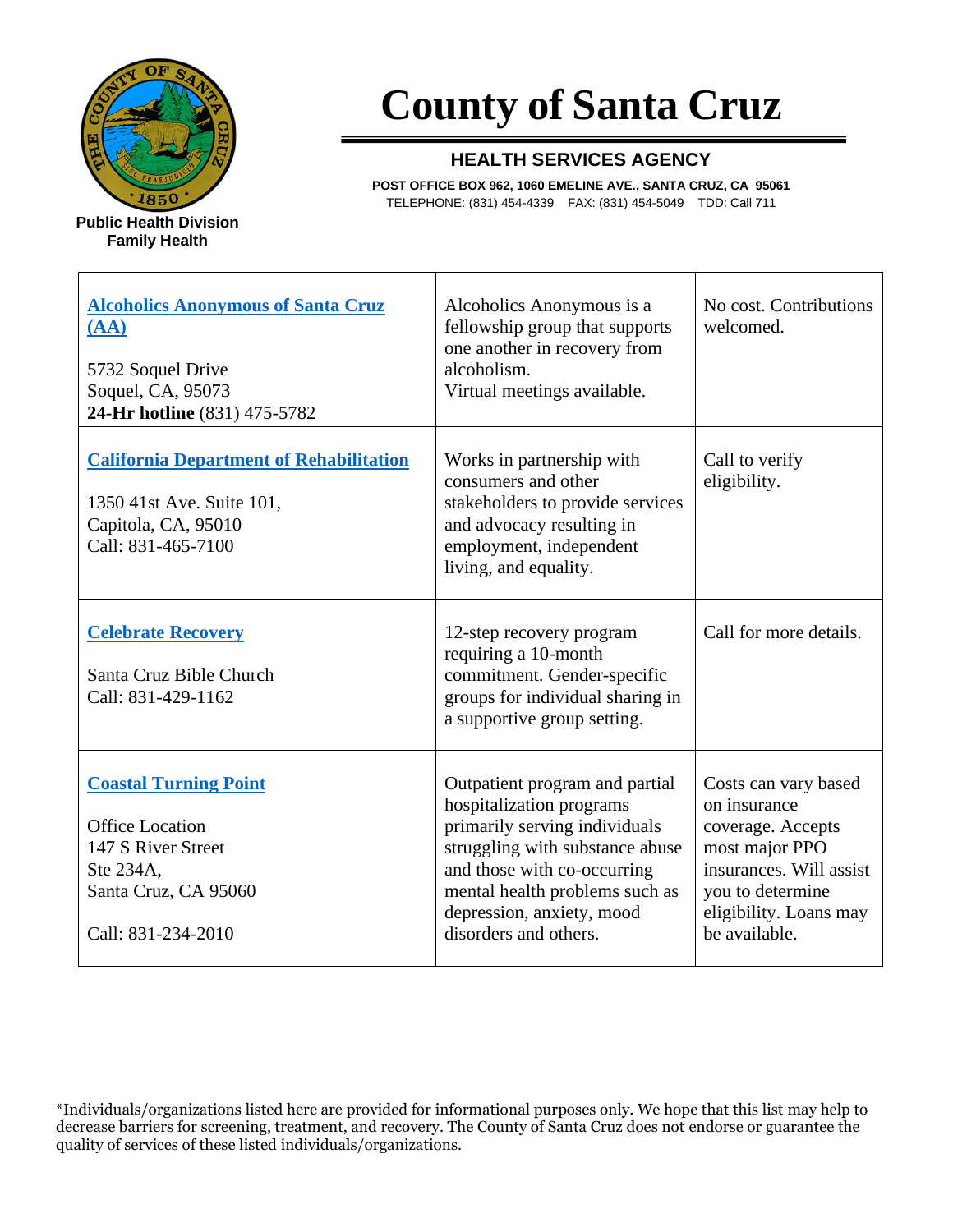# County of Santa Cruz

## HEALTH SERVICES AGENCY

**POST OFFICE BOX 962, 1060 EMELINE AVE., SANTA CRUZ, CA 95061**
TELEPHONE: (831) 454-4339 FAX: (831) 454-5049 TDD: Call 711

**Public Health Division**
**Family Health**

| | | |
|---|---|---|
| **Alcoholics Anonymous of Santa Cruz (AA)**<br><br>5732 Soquel Drive<br>Soquel, CA, 95073<br>**24-Hr hotline** (831) 475-5782 | Alcoholics Anonymous is a fellowship group that supports one another in recovery from alcoholism.<br>Virtual meetings available. | No cost. Contributions welcomed. |
| **California Department of Rehabilitation**<br><br>1350 41st Ave. Suite 101,<br>Capitola, CA, 95010<br>Call: 831-465-7100 | Works in partnership with consumers and other stakeholders to provide services and advocacy resulting in employment, independent living, and equality. | Call to verify eligibility. |
| **Celebrate Recovery**<br><br>Santa Cruz Bible Church<br>Call: 831-429-1162 | 12-step recovery program requiring a 10-month commitment. Gender-specific groups for individual sharing in a supportive group setting. | Call for more details. |
| **Coastal Turning Point**<br><br>Office Location<br>147 S River Street<br>Ste 234A,<br>Santa Cruz, CA 95060<br><br>Call: 831-234-2010 | Outpatient program and partial hospitalization programs primarily serving individuals struggling with substance abuse and those with co-occurring mental health problems such as depression, anxiety, mood disorders and others. | Costs can vary based on insurance coverage. Accepts most major PPO insurances. Will assist you to determine eligibility. Loans may be available. |

*Individuals/organizations listed here are provided for informational purposes only. We hope that this list may help to decrease barriers for screening, treatment, and recovery. The County of Santa Cruz does not endorse or guarantee the quality of services of these listed individuals/organizations.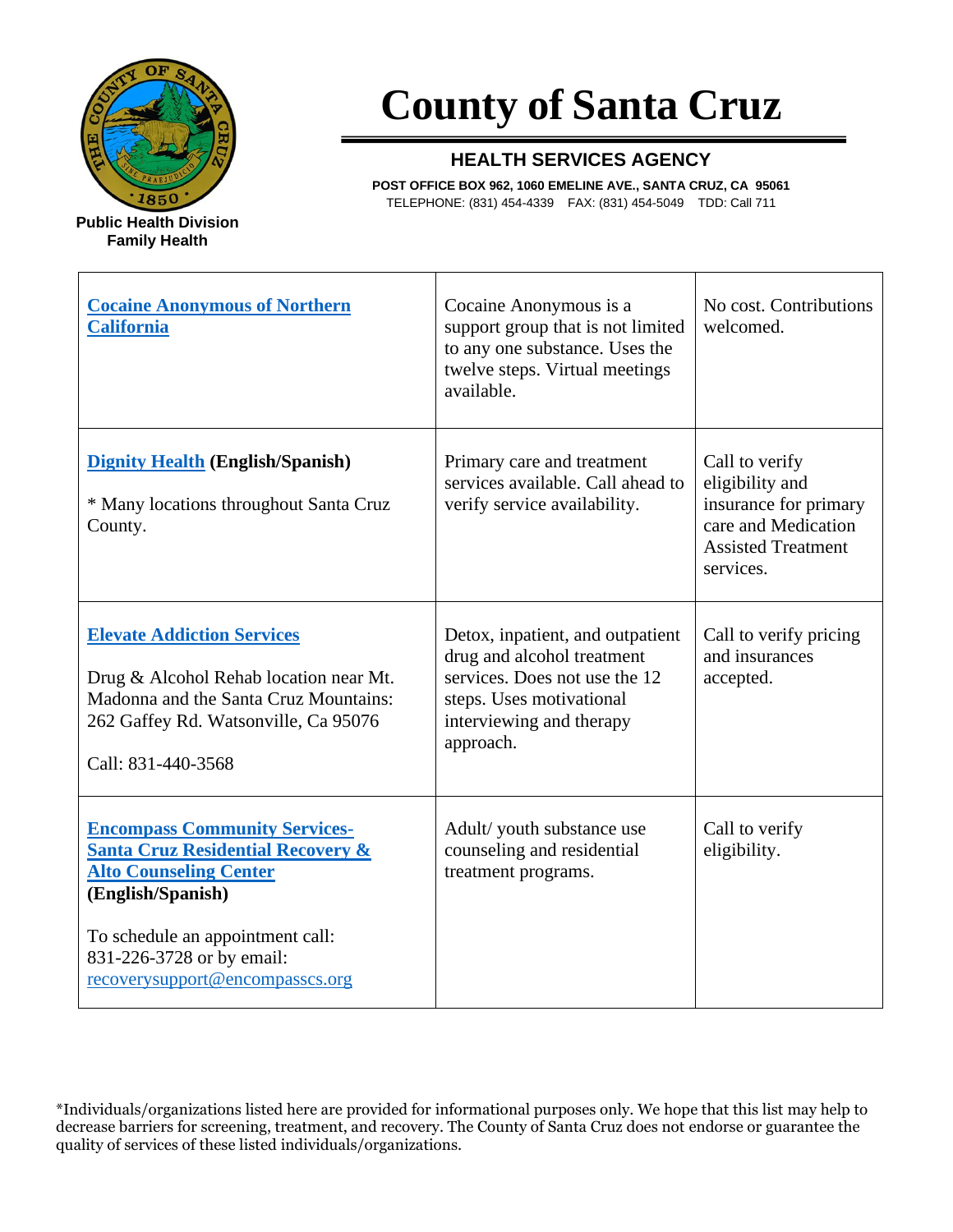# County of Santa Cruz

## HEALTH SERVICES AGENCY

**POST OFFICE BOX 962, 1060 EMELINE AVE., SANTA CRUZ, CA 95061**
TELEPHONE: (831) 454-4339 FAX: (831) 454-5049 TDD: Call 711

**Public Health Division**
**Family Health**

| | | |
|---|---|---|
| **Cocaine Anonymous of Northern California** | Cocaine Anonymous is a support group that is not limited to any one substance. Uses the twelve steps. Virtual meetings available. | No cost. Contributions welcomed. |
| **Dignity Health** **(English/Spanish)**<br><br>* Many locations throughout Santa Cruz County. | Primary care and treatment services available. Call ahead to verify service availability. | Call to verify eligibility and insurance for primary care and Medication Assisted Treatment services. |
| **Elevate Addiction Services**<br><br>Drug & Alcohol Rehab location near Mt. Madonna and the Santa Cruz Mountains: 262 Gaffey Rd. Watsonville, Ca 95076<br><br>Call: 831-440-3568 | Detox, inpatient, and outpatient drug and alcohol treatment services. Does not use the 12 steps. Uses motivational interviewing and therapy approach. | Call to verify pricing and insurances accepted. |
| **Encompass Community Services- Santa Cruz Residential Recovery & Alto Counseling Center** **(English/Spanish)**<br><br>To schedule an appointment call: 831-226-3728 or by email: recoverysupport@encompasscs.org | Adult/ youth substance use counseling and residential treatment programs. | Call to verify eligibility. |

*Individuals/organizations listed here are provided for informational purposes only. We hope that this list may help to decrease barriers for screening, treatment, and recovery. The County of Santa Cruz does not endorse or guarantee the quality of services of these listed individuals/organizations.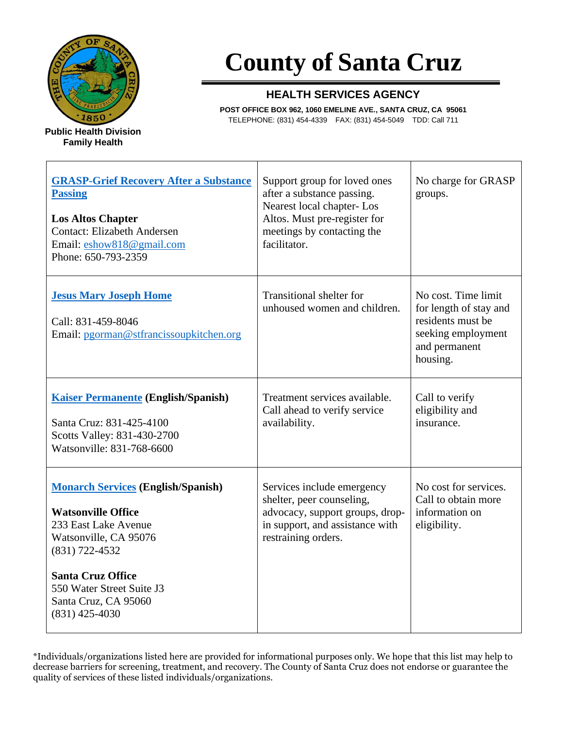# County of Santa Cruz

## HEALTH SERVICES AGENCY

**POST OFFICE BOX 962, 1060 EMELINE AVE., SANTA CRUZ, CA 95061**
TELEPHONE: (831) 454-4339 FAX: (831) 454-5049 TDD: Call 711

**Public Health Division**
**Family Health**

| | | |
|---|---|---|
| **GRASP-Grief Recovery After a Substance Passing**<br><br>**Los Altos Chapter**<br>Contact: Elizabeth Andersen<br>Email: eshow818@gmail.com<br>Phone: 650-793-2359 | Support group for loved ones after a substance passing. Nearest local chapter- Los Altos. Must pre-register for meetings by contacting the facilitator. | No charge for GRASP groups. |
| **Jesus Mary Joseph Home**<br><br>Call: 831-459-8046<br>Email: pgorman@stfrancissoupkitchen.org | Transitional shelter for unhoused women and children. | No cost. Time limit for length of stay and residents must be seeking employment and permanent housing. |
| **Kaiser Permanente (English/Spanish)**<br><br>Santa Cruz: 831-425-4100<br>Scotts Valley: 831-430-2700<br>Watsonville: 831-768-6600 | Treatment services available. Call ahead to verify service availability. | Call to verify eligibility and insurance. |
| **Monarch Services (English/Spanish)**<br><br>**Watsonville Office**<br>233 East Lake Avenue<br>Watsonville, CA 95076<br>(831) 722-4532<br><br>**Santa Cruz Office**<br>550 Water Street Suite J3<br>Santa Cruz, CA 95060<br>(831) 425-4030 | Services include emergency shelter, peer counseling, advocacy, support groups, drop-in support, and assistance with restraining orders. | No cost for services. Call to obtain more information on eligibility. |

*Individuals/organizations listed here are provided for informational purposes only. We hope that this list may help to decrease barriers for screening, treatment, and recovery. The County of Santa Cruz does not endorse or guarantee the quality of services of these listed individuals/organizations.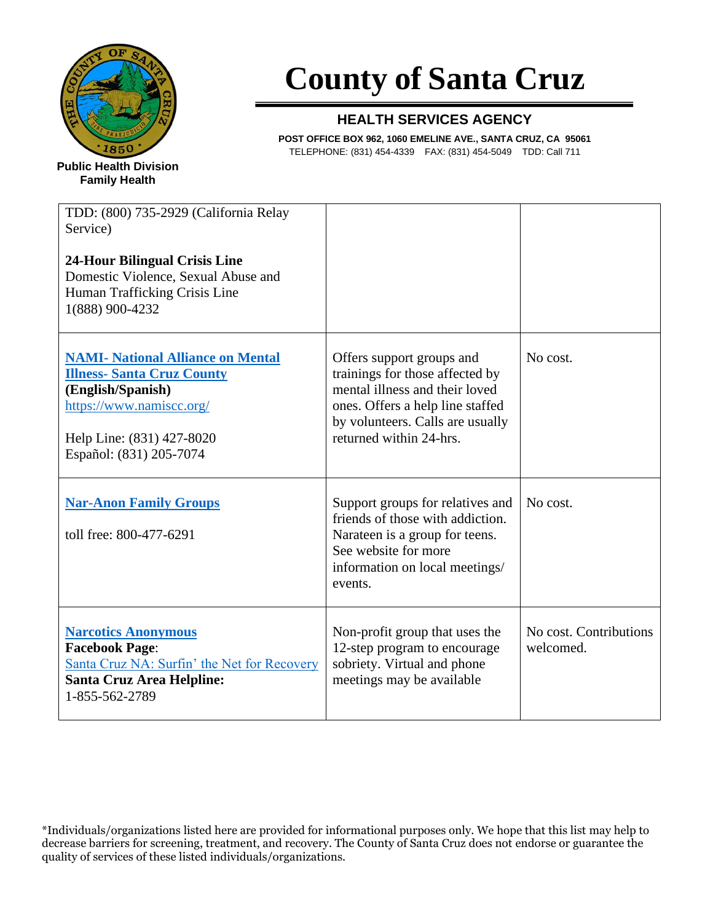# County of Santa Cruz

## HEALTH SERVICES AGENCY

**POST OFFICE BOX 962, 1060 EMELINE AVE., SANTA CRUZ, CA 95061**
TELEPHONE: (831) 454-4339 FAX: (831) 454-5049 TDD: Call 711

**Public Health Division**
**Family Health**

| | | |
|---|---|---|
| TDD: (800) 735-2929 (California Relay Service)<br><br>**24-Hour Bilingual Crisis Line**<br>Domestic Violence, Sexual Abuse and Human Trafficking Crisis Line<br>1(888) 900-4232 | | |
| **NAMI- National Alliance on Mental Illness- Santa Cruz County**<br>**(English/Spanish)**<br>https://www.namiscc.org/<br><br>Help Line: (831) 427-8020<br>Español: (831) 205-7074 | Offers support groups and trainings for those affected by mental illness and their loved ones. Offers a help line staffed by volunteers. Calls are usually returned within 24-hrs. | No cost. |
| **Nar-Anon Family Groups**<br><br>toll free: 800-477-6291 | Support groups for relatives and friends of those with addiction. Narateen is a group for teens. See website for more information on local meetings/ events. | No cost. |
| **Narcotics Anonymous**<br>**Facebook Page**:<br>Santa Cruz NA: Surfin' the Net for Recovery<br>**Santa Cruz Area Helpline:**<br>1-855-562-2789 | Non-profit group that uses the 12-step program to encourage sobriety. Virtual and phone meetings may be available | No cost. Contributions welcomed. |

*Individuals/organizations listed here are provided for informational purposes only. We hope that this list may help to decrease barriers for screening, treatment, and recovery. The County of Santa Cruz does not endorse or guarantee the quality of services of these listed individuals/organizations.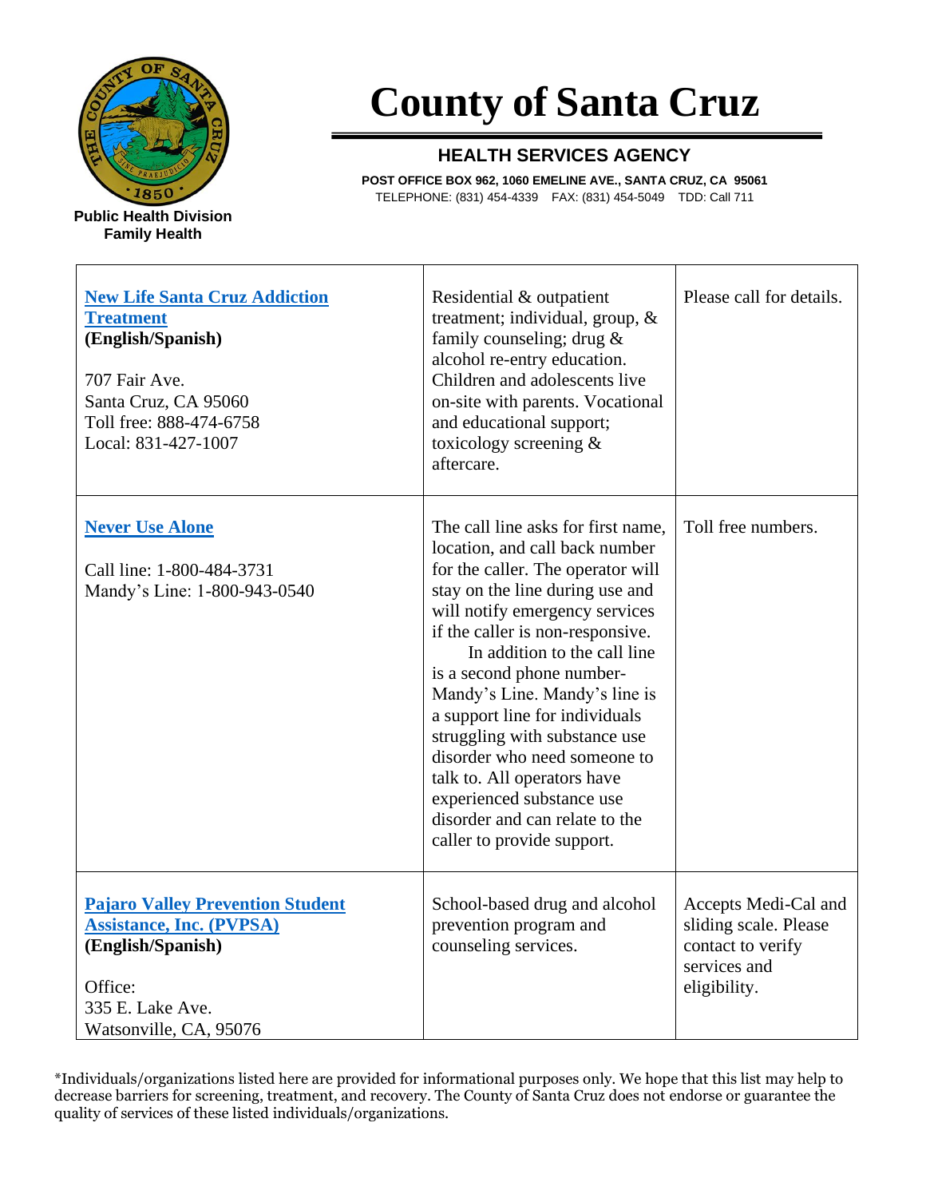# County of Santa Cruz

## HEALTH SERVICES AGENCY

**POST OFFICE BOX 962, 1060 EMELINE AVE., SANTA CRUZ, CA 95061**
TELEPHONE: (831) 454-4339 FAX: (831) 454-5049 TDD: Call 711

**Public Health Division**
**Family Health**

| | | |
|---|---|---|
| **New Life Santa Cruz Addiction Treatment** **(English/Spanish)**<br><br>707 Fair Ave.<br>Santa Cruz, CA 95060<br>Toll free: 888-474-6758<br>Local: 831-427-1007 | Residential & outpatient treatment; individual, group, & family counseling; drug & alcohol re-entry education. Children and adolescents live on-site with parents. Vocational and educational support; toxicology screening & aftercare. | Please call for details. |
| **Never Use Alone**<br><br>Call line: 1-800-484-3731<br>Mandy's Line: 1-800-943-0540 | The call line asks for first name, location, and call back number for the caller. The operator will stay on the line during use and will notify emergency services if the caller is non-responsive. In addition to the call line is a second phone number- Mandy's Line. Mandy's line is a support line for individuals struggling with substance use disorder who need someone to talk to. All operators have experienced substance use disorder and can relate to the caller to provide support. | Toll free numbers. |
| **Pajaro Valley Prevention Student Assistance, Inc. (PVPSA)** **(English/Spanish)**<br><br>Office:<br>335 E. Lake Ave.<br>Watsonville, CA, 95076 | School-based drug and alcohol prevention program and counseling services. | Accepts Medi-Cal and sliding scale. Please contact to verify services and eligibility. |

*Individuals/organizations listed here are provided for informational purposes only. We hope that this list may help to decrease barriers for screening, treatment, and recovery. The County of Santa Cruz does not endorse or guarantee the quality of services of these listed individuals/organizations.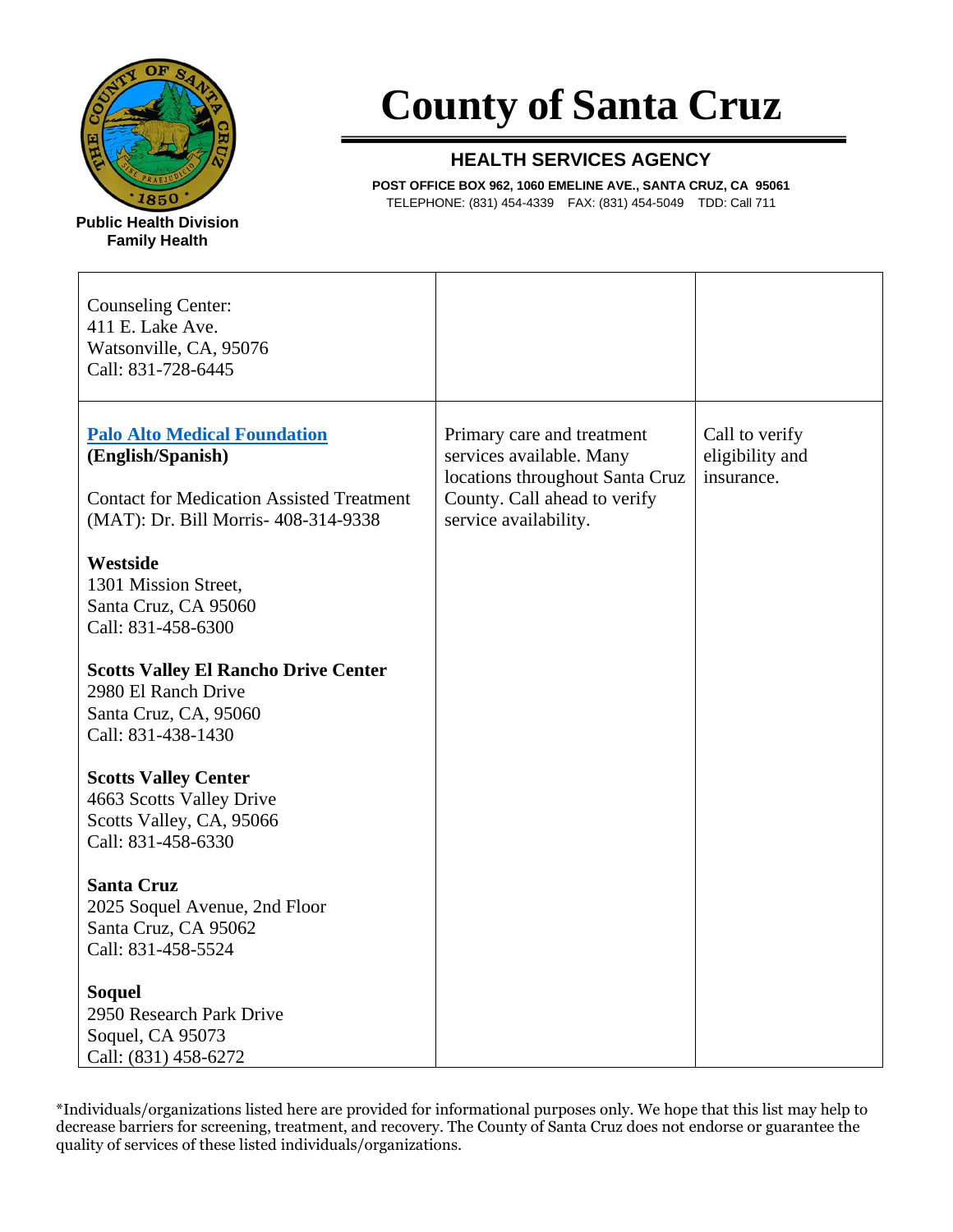# County of Santa Cruz

## HEALTH SERVICES AGENCY

**POST OFFICE BOX 962, 1060 EMELINE AVE., SANTA CRUZ, CA 95061**
TELEPHONE: (831) 454-4339 FAX: (831) 454-5049 TDD: Call 711

**Public Health Division**
**Family Health**

| | | |
|---|---|---|
| Counseling Center:<br>411 E. Lake Ave.<br>Watsonville, CA, 95076<br>Call: 831-728-6445 | | |
| **Palo Alto Medical Foundation**<br>**(English/Spanish)**<br><br>Contact for Medication Assisted Treatment (MAT): Dr. Bill Morris- 408-314-9338<br><br>**Westside**<br>1301 Mission Street,<br>Santa Cruz, CA 95060<br>Call: 831-458-6300<br><br>**Scotts Valley El Rancho Drive Center**<br>2980 El Ranch Drive<br>Santa Cruz, CA, 95060<br>Call: 831-438-1430<br><br>**Scotts Valley Center**<br>4663 Scotts Valley Drive<br>Scotts Valley, CA, 95066<br>Call: 831-458-6330<br><br>**Santa Cruz**<br>2025 Soquel Avenue, 2nd Floor<br>Santa Cruz, CA 95062<br>Call: 831-458-5524<br><br>**Soquel**<br>2950 Research Park Drive<br>Soquel, CA 95073<br>Call: (831) 458-6272 | Primary care and treatment services available. Many locations throughout Santa Cruz County. Call ahead to verify service availability. | Call to verify eligibility and insurance. |

*Individuals/organizations listed here are provided for informational purposes only. We hope that this list may help to decrease barriers for screening, treatment, and recovery. The County of Santa Cruz does not endorse or guarantee the quality of services of these listed individuals/organizations.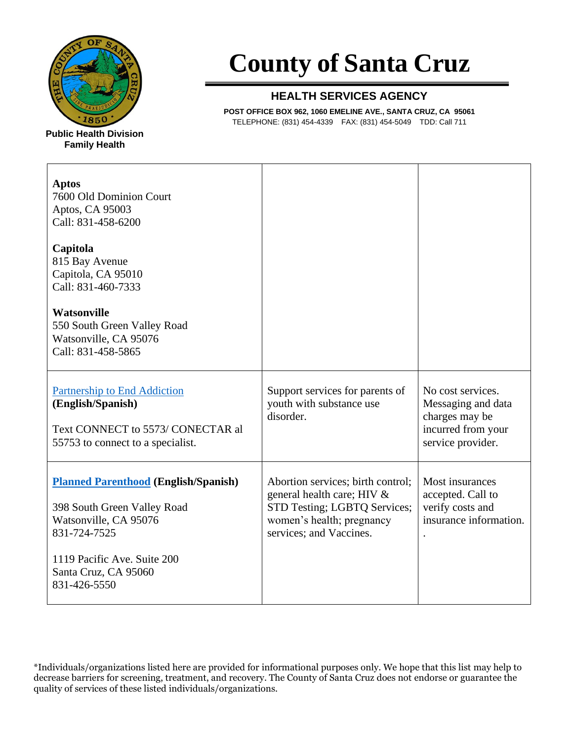# County of Santa Cruz

## HEALTH SERVICES AGENCY

**POST OFFICE BOX 962, 1060 EMELINE AVE., SANTA CRUZ, CA 95061**
TELEPHONE: (831) 454-4339 FAX: (831) 454-5049 TDD: Call 711

**Public Health Division**
**Family Health**

| | | |
|---|---|---|
| **Aptos**<br>7600 Old Dominion Court<br>Aptos, CA 95003<br>Call: 831-458-6200<br><br>**Capitola**<br>815 Bay Avenue<br>Capitola, CA 95010<br>Call: 831-460-7333<br><br>**Watsonville**<br>550 South Green Valley Road<br>Watsonville, CA 95076<br>Call: 831-458-5865 | | |
| Partnership to End Addiction<br>**(English/Spanish)**<br><br>Text CONNECT to 5573/ CONECTAR al 55753 to connect to a specialist. | Support services for parents of youth with substance use disorder. | No cost services. Messaging and data charges may be incurred from your service provider. |
| **Planned Parenthood (English/Spanish)**<br><br>398 South Green Valley Road<br>Watsonville, CA 95076<br>831-724-7525<br><br>1119 Pacific Ave. Suite 200<br>Santa Cruz, CA 95060<br>831-426-5550 | Abortion services; birth control; general health care; HIV & STD Testing; LGBTQ Services; women's health; pregnancy services; and Vaccines. | Most insurances accepted. Call to verify costs and insurance information.<br>. |

*Individuals/organizations listed here are provided for informational purposes only. We hope that this list may help to decrease barriers for screening, treatment, and recovery. The County of Santa Cruz does not endorse or guarantee the quality of services of these listed individuals/organizations.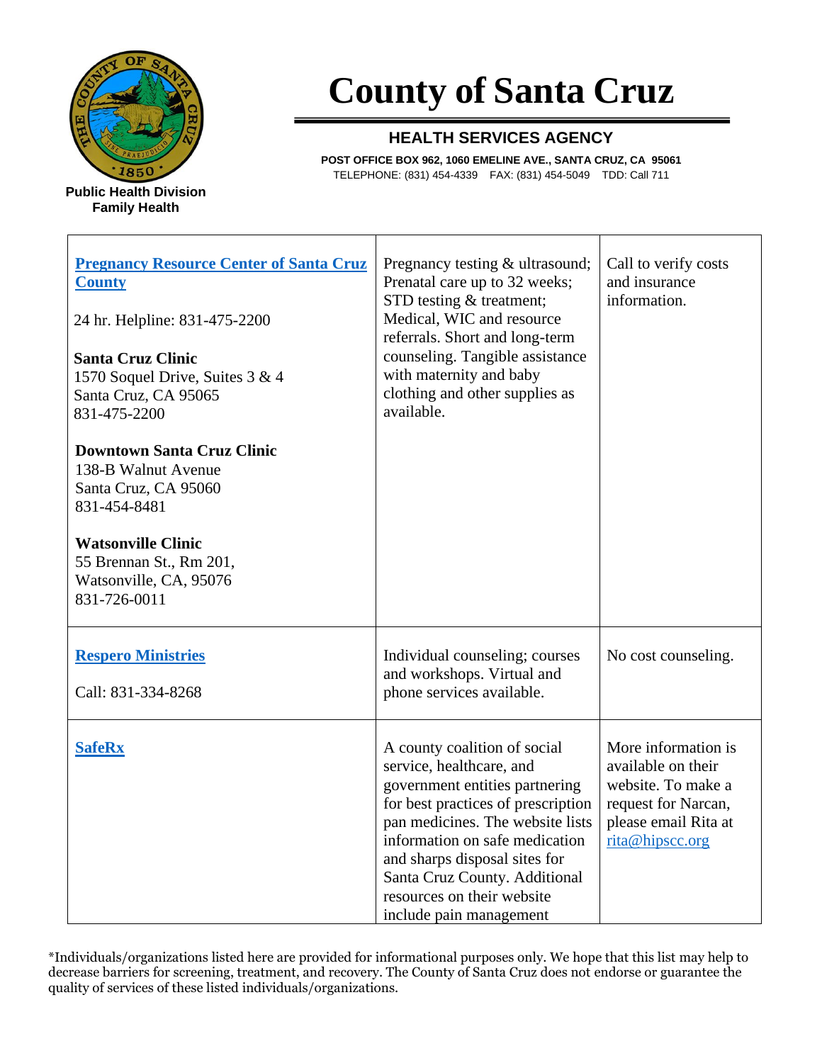# County of Santa Cruz

## HEALTH SERVICES AGENCY

**POST OFFICE BOX 962, 1060 EMELINE AVE., SANTA CRUZ, CA 95061**
TELEPHONE: (831) 454-4339 FAX: (831) 454-5049 TDD: Call 711

**Public Health Division**
**Family Health**

| | | |
|---|---|---|
| **Pregnancy Resource Center of Santa Cruz County**<br><br>24 hr. Helpline: 831-475-2200<br><br>**Santa Cruz Clinic**<br>1570 Soquel Drive, Suites 3 & 4<br>Santa Cruz, CA 95065<br>831-475-2200<br><br>**Downtown Santa Cruz Clinic**<br>138-B Walnut Avenue<br>Santa Cruz, CA 95060<br>831-454-8481<br><br>**Watsonville Clinic**<br>55 Brennan St., Rm 201,<br>Watsonville, CA, 95076<br>831-726-0011 | Pregnancy testing & ultrasound; Prenatal care up to 32 weeks; STD testing & treatment; Medical, WIC and resource referrals. Short and long-term counseling. Tangible assistance with maternity and baby clothing and other supplies as available. | Call to verify costs and insurance information. |
| **Respero Ministries**<br><br>Call: 831-334-8268 | Individual counseling; courses and workshops. Virtual and phone services available. | No cost counseling. |
| **SafeRx** | A county coalition of social service, healthcare, and government entities partnering for best practices of prescription pan medicines. The website lists information on safe medication and sharps disposal sites for Santa Cruz County. Additional resources on their website include pain management | More information is available on their website. To make a request for Narcan, please email Rita at rita@hipscc.org |

*Individuals/organizations listed here are provided for informational purposes only. We hope that this list may help to decrease barriers for screening, treatment, and recovery. The County of Santa Cruz does not endorse or guarantee the quality of services of these listed individuals/organizations.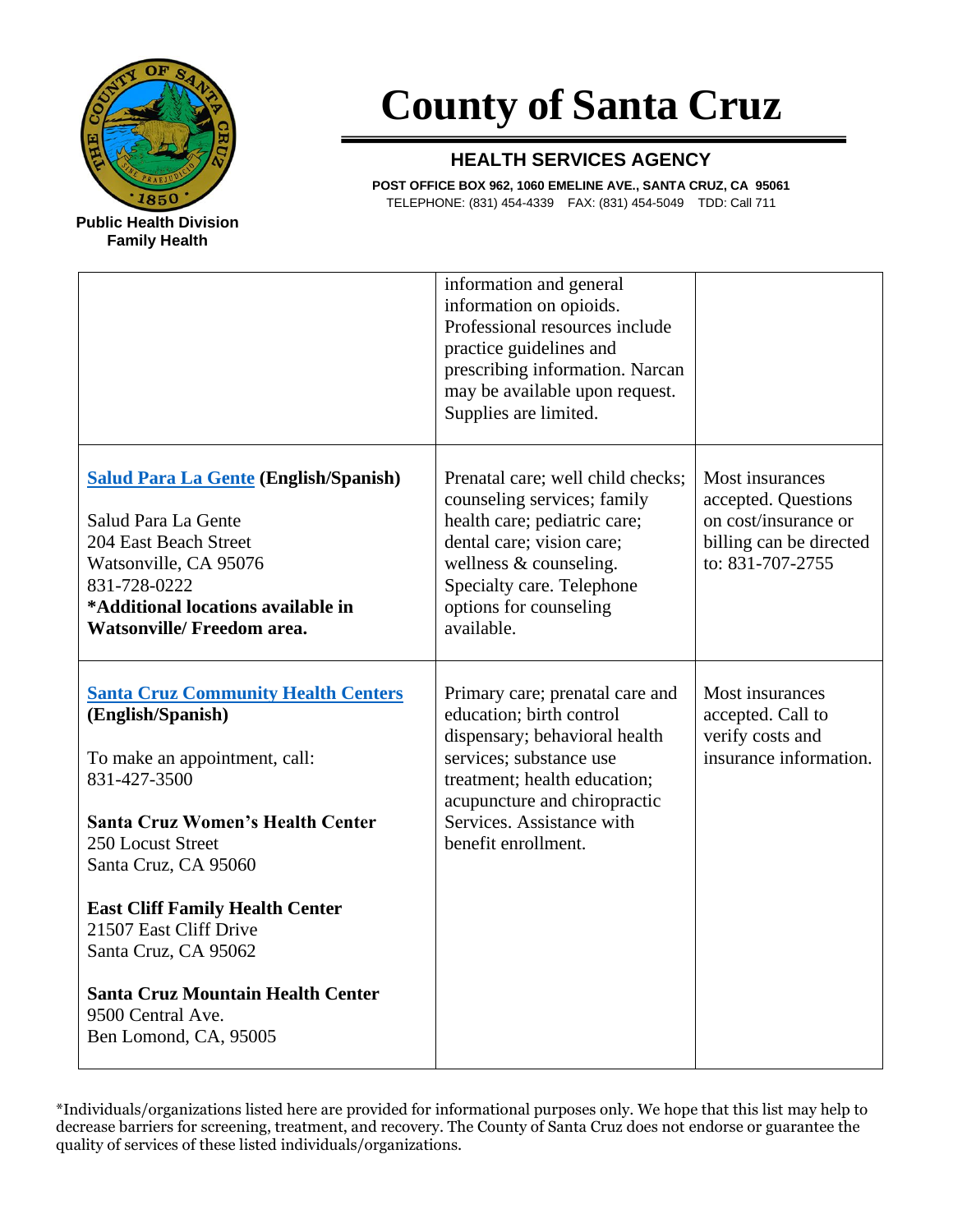# County of Santa Cruz

## HEALTH SERVICES AGENCY

**POST OFFICE BOX 962, 1060 EMELINE AVE., SANTA CRUZ, CA 95061**
TELEPHONE: (831) 454-4339 FAX: (831) 454-5049 TDD: Call 711

**Public Health Division**
**Family Health**

| | | |
|---|---|---|
| | information and general information on opioids. Professional resources include practice guidelines and prescribing information. Narcan may be available upon request. Supplies are limited. | |
| **Salud Para La Gente (English/Spanish)**<br><br>Salud Para La Gente<br>204 East Beach Street<br>Watsonville, CA 95076<br>831-728-0222<br>**\*Additional locations available in Watsonville/ Freedom area.** | Prenatal care; well child checks; counseling services; family health care; pediatric care; dental care; vision care; wellness & counseling. Specialty care. Telephone options for counseling available. | Most insurances accepted. Questions on cost/insurance or billing can be directed to: 831-707-2755 |
| **Santa Cruz Community Health Centers (English/Spanish)**<br><br>To make an appointment, call:<br>831-427-3500<br><br>**Santa Cruz Women's Health Center**<br>250 Locust Street<br>Santa Cruz, CA 95060<br><br>**East Cliff Family Health Center**<br>21507 East Cliff Drive<br>Santa Cruz, CA 95062<br><br>**Santa Cruz Mountain Health Center**<br>9500 Central Ave.<br>Ben Lomond, CA, 95005 | Primary care; prenatal care and education; birth control dispensary; behavioral health services; substance use treatment; health education; acupuncture and chiropractic Services. Assistance with benefit enrollment. | Most insurances accepted. Call to verify costs and insurance information. |

\*Individuals/organizations listed here are provided for informational purposes only. We hope that this list may help to decrease barriers for screening, treatment, and recovery. The County of Santa Cruz does not endorse or guarantee the quality of services of these listed individuals/organizations.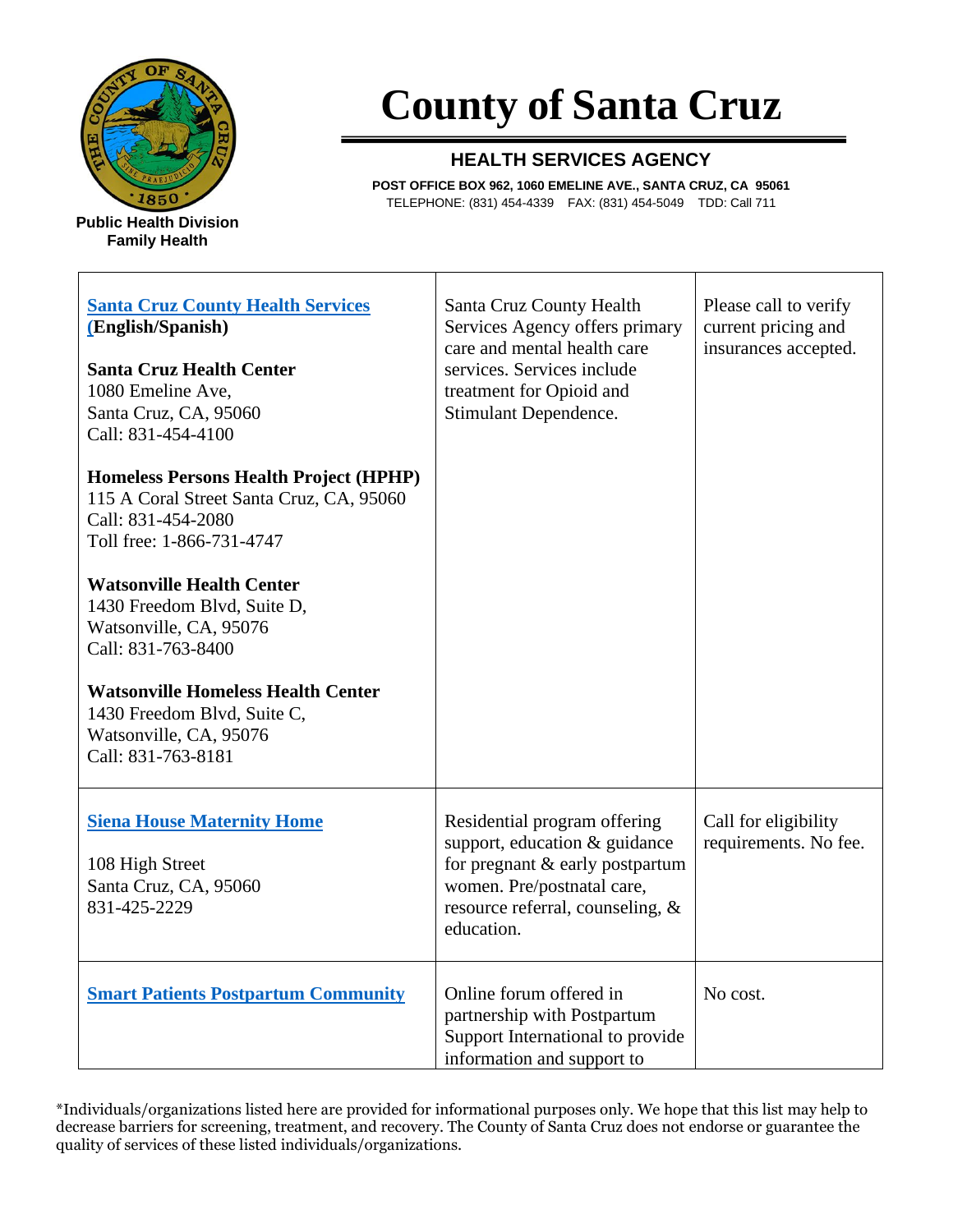# County of Santa Cruz

**Public Health Division**
**Family Health**

## HEALTH SERVICES AGENCY

**POST OFFICE BOX 962, 1060 EMELINE AVE., SANTA CRUZ, CA 95061**
TELEPHONE: (831) 454-4339 FAX: (831) 454-5049 TDD: Call 711

| | | |
|---|---|---|
| **Santa Cruz County Health Services (English/Spanish)**<br><br>**Santa Cruz Health Center**<br>1080 Emeline Ave,<br>Santa Cruz, CA, 95060<br>Call: 831-454-4100<br><br>**Homeless Persons Health Project (HPHP)**<br>115 A Coral Street Santa Cruz, CA, 95060<br>Call: 831-454-2080<br>Toll free: 1-866-731-4747<br><br>**Watsonville Health Center**<br>1430 Freedom Blvd, Suite D,<br>Watsonville, CA, 95076<br>Call: 831-763-8400<br><br>**Watsonville Homeless Health Center**<br>1430 Freedom Blvd, Suite C,<br>Watsonville, CA, 95076<br>Call: 831-763-8181 | Santa Cruz County Health Services Agency offers primary care and mental health care services. Services include treatment for Opioid and Stimulant Dependence. | Please call to verify current pricing and insurances accepted. |
| **Siena House Maternity Home**<br><br>108 High Street<br>Santa Cruz, CA, 95060<br>831-425-2229 | Residential program offering support, education & guidance for pregnant & early postpartum women. Pre/postnatal care, resource referral, counseling, & education. | Call for eligibility requirements. No fee. |
| **Smart Patients Postpartum Community** | Online forum offered in partnership with Postpartum Support International to provide information and support to | No cost. |

*Individuals/organizations listed here are provided for informational purposes only. We hope that this list may help to decrease barriers for screening, treatment, and recovery. The County of Santa Cruz does not endorse or guarantee the quality of services of these listed individuals/organizations.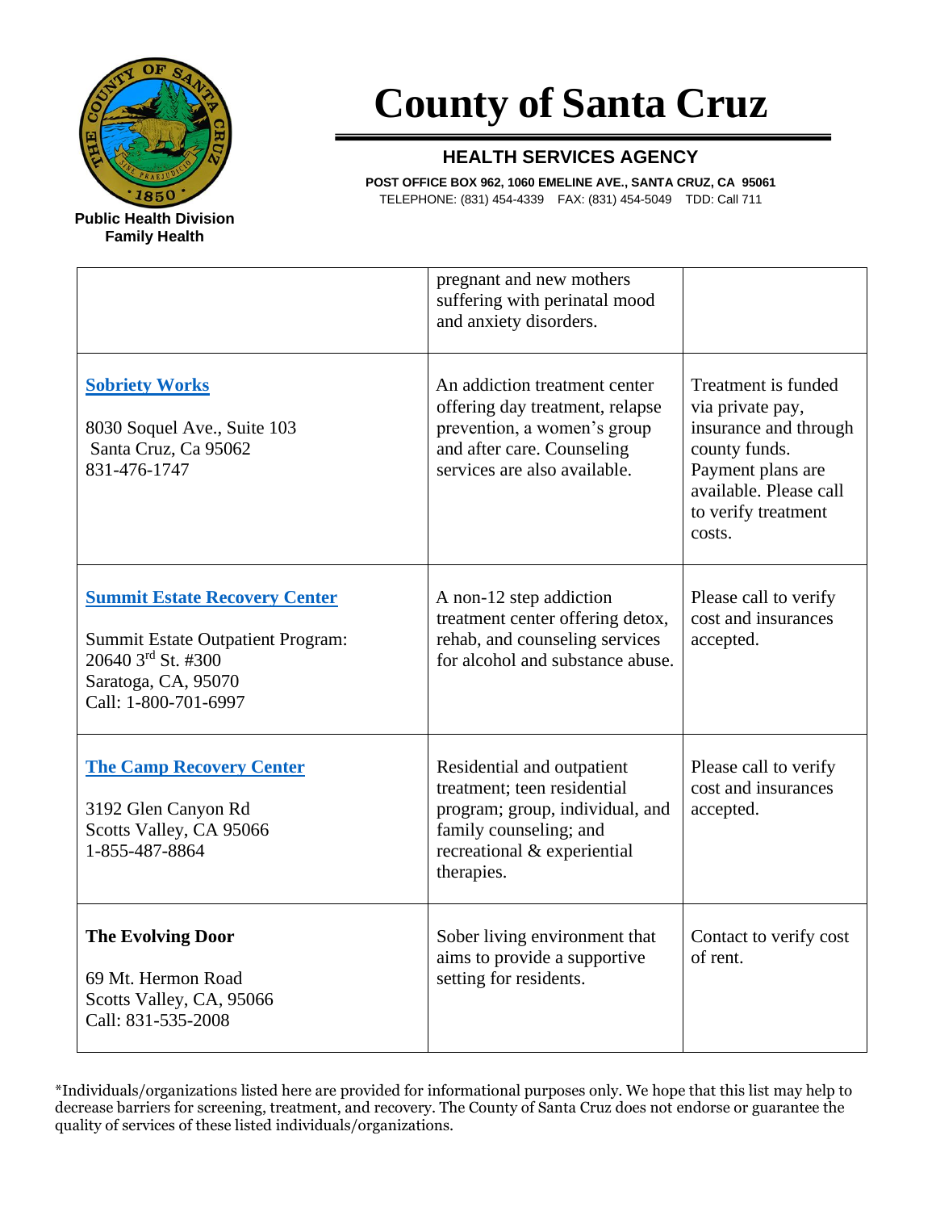# County of Santa Cruz

## HEALTH SERVICES AGENCY

**POST OFFICE BOX 962, 1060 EMELINE AVE., SANTA CRUZ, CA 95061**
TELEPHONE: (831) 454-4339 FAX: (831) 454-5049 TDD: Call 711

**Public Health Division**
**Family Health**

| | | |
|---|---|---|
| | pregnant and new mothers suffering with perinatal mood and anxiety disorders. | |
| **Sobriety Works**<br><br>8030 Soquel Ave., Suite 103<br>Santa Cruz, Ca 95062<br>831-476-1747 | An addiction treatment center offering day treatment, relapse prevention, a women's group and after care. Counseling services are also available. | Treatment is funded via private pay, insurance and through county funds. Payment plans are available. Please call to verify treatment costs. |
| **Summit Estate Recovery Center**<br><br>Summit Estate Outpatient Program:<br>20640 3rd St. #300<br>Saratoga, CA, 95070<br>Call: 1-800-701-6997 | A non-12 step addiction treatment center offering detox, rehab, and counseling services for alcohol and substance abuse. | Please call to verify cost and insurances accepted. |
| **The Camp Recovery Center**<br><br>3192 Glen Canyon Rd<br>Scotts Valley, CA 95066<br>1-855-487-8864 | Residential and outpatient treatment; teen residential program; group, individual, and family counseling; and recreational & experiential therapies. | Please call to verify cost and insurances accepted. |
| **The Evolving Door**<br><br>69 Mt. Hermon Road<br>Scotts Valley, CA, 95066<br>Call: 831-535-2008 | Sober living environment that aims to provide a supportive setting for residents. | Contact to verify cost of rent. |

*Individuals/organizations listed here are provided for informational purposes only. We hope that this list may help to decrease barriers for screening, treatment, and recovery. The County of Santa Cruz does not endorse or guarantee the quality of services of these listed individuals/organizations.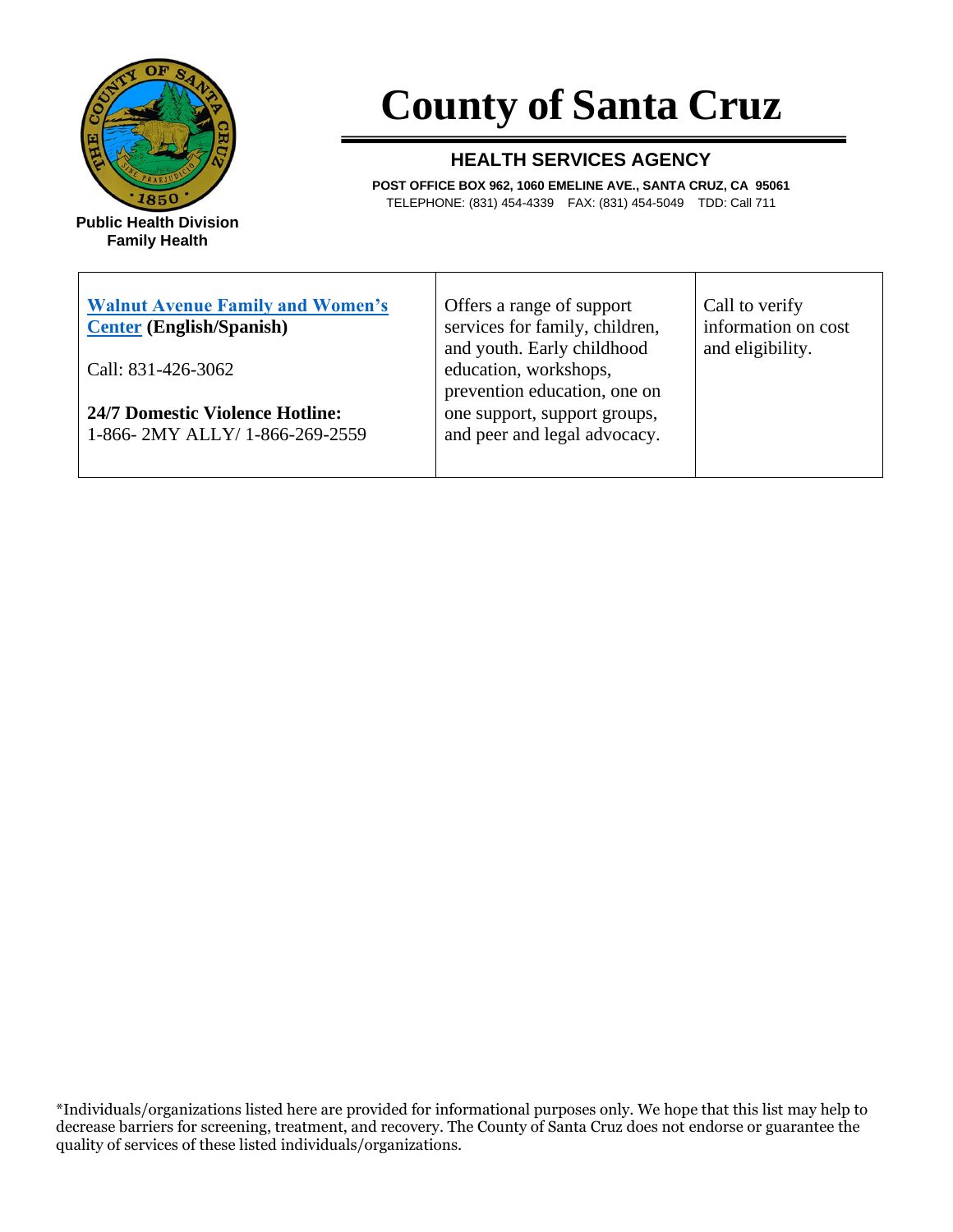# County of Santa Cruz

## HEALTH SERVICES AGENCY

**POST OFFICE BOX 962, 1060 EMELINE AVE., SANTA CRUZ, CA 95061**
TELEPHONE: (831) 454-4339 FAX: (831) 454-5049 TDD: Call 711

**Public Health Division**
**Family Health**

| | | |
|---|---|---|
| **Walnut Avenue Family and Women's Center (English/Spanish)**<br><br>Call: 831-426-3062<br><br>**24/7 Domestic Violence Hotline:**<br>1-866- 2MY ALLY/ 1-866-269-2559 | Offers a range of support services for family, children, and youth. Early childhood education, workshops, prevention education, one on one support, support groups, and peer and legal advocacy. | Call to verify information on cost and eligibility. |

*Individuals/organizations listed here are provided for informational purposes only. We hope that this list may help to decrease barriers for screening, treatment, and recovery. The County of Santa Cruz does not endorse or guarantee the quality of services of these listed individuals/organizations.